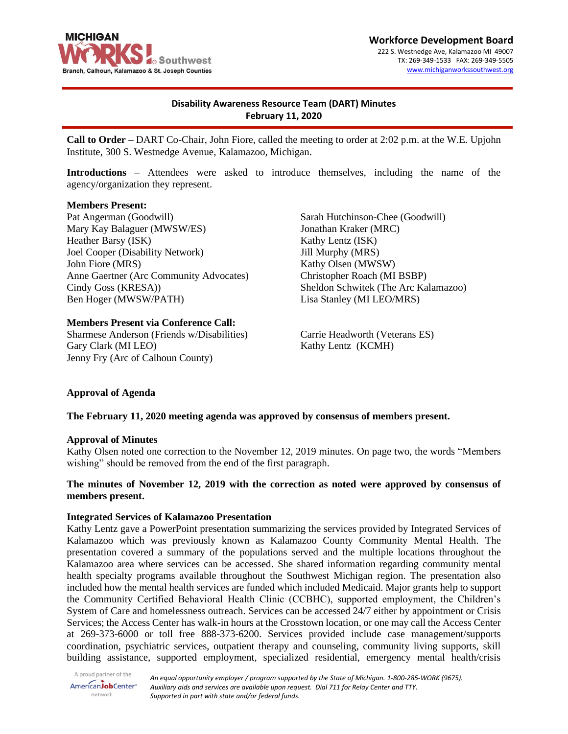**Workforce Development Board**
222 S. Westnedge Ave, Kalamazoo MI 49007
TX: 269-349-1533 FAX: 269-349-5505
www.michiganworkssouthwest.org

MICHIGAN WORKS! Southwest
Branch, Calhoun, Kalamazoo & St. Joseph Counties

## Disability Awareness Resource Team (DART) Minutes
## February 11, 2020

**Call to Order –** DART Co-Chair, John Fiore, called the meeting to order at 2:02 p.m. at the W.E. Upjohn Institute, 300 S. Westnedge Avenue, Kalamazoo, Michigan.

**Introductions** – Attendees were asked to introduce themselves, including the name of the agency/organization they represent.

**Members Present:**

Pat Angerman (Goodwill)
Mary Kay Balaguer (MWSW/ES)
Heather Barsy (ISK)
Joel Cooper (Disability Network)
John Fiore (MRS)
Anne Gaertner (Arc Community Advocates)
Cindy Goss (KRESA))
Ben Hoger (MWSW/PATH)
Sarah Hutchinson-Chee (Goodwill)
Jonathan Kraker (MRC)
Kathy Lentz (ISK)
Jill Murphy (MRS)
Kathy Olsen (MWSW)
Christopher Roach (MI BSBP)
Sheldon Schwitek (The Arc Kalamazoo)
Lisa Stanley (MI LEO/MRS)

**Members Present via Conference Call:**

Sharmese Anderson (Friends w/Disabilities)
Gary Clark (MI LEO)
Jenny Fry (Arc of Calhoun County)
Carrie Headworth (Veterans ES)
Kathy Lentz (KCMH)

**Approval of Agenda**

**The February 11, 2020 meeting agenda was approved by consensus of members present.**

**Approval of Minutes**

Kathy Olsen noted one correction to the November 12, 2019 minutes. On page two, the words "Members wishing" should be removed from the end of the first paragraph.

**The minutes of November 12, 2019 with the correction as noted were approved by consensus of members present.**

**Integrated Services of Kalamazoo Presentation**

Kathy Lentz gave a PowerPoint presentation summarizing the services provided by Integrated Services of Kalamazoo which was previously known as Kalamazoo County Community Mental Health. The presentation covered a summary of the populations served and the multiple locations throughout the Kalamazoo area where services can be accessed. She shared information regarding community mental health specialty programs available throughout the Southwest Michigan region. The presentation also included how the mental health services are funded which included Medicaid. Major grants help to support the Community Certified Behavioral Health Clinic (CCBHC), supported employment, the Children's System of Care and homelessness outreach. Services can be accessed 24/7 either by appointment or Crisis Services; the Access Center has walk-in hours at the Crosstown location, or one may call the Access Center at 269-373-6000 or toll free 888-373-6200. Services provided include case management/supports coordination, psychiatric services, outpatient therapy and counseling, community living supports, skill building assistance, supported employment, specialized residential, emergency mental health/crisis

A proud partner of the AmericanJobCenter network

*An equal opportunity employer / program supported by the State of Michigan. 1-800-285-WORK (9675). Auxiliary aids and services are available upon request. Dial 711 for Relay Center and TTY. Supported in part with state and/or federal funds.*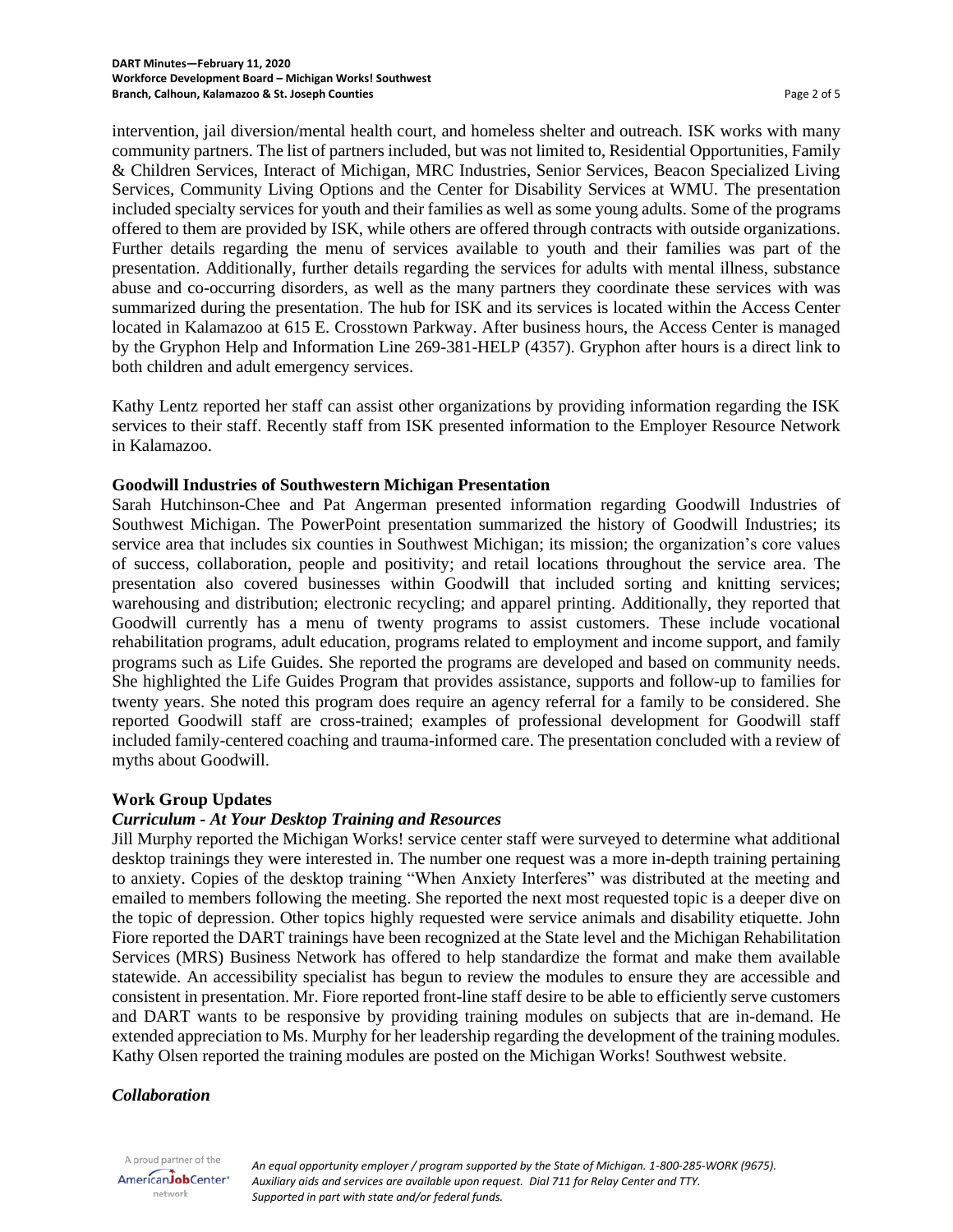intervention, jail diversion/mental health court, and homeless shelter and outreach. ISK works with many community partners. The list of partners included, but was not limited to, Residential Opportunities, Family & Children Services, Interact of Michigan, MRC Industries, Senior Services, Beacon Specialized Living Services, Community Living Options and the Center for Disability Services at WMU. The presentation included specialty services for youth and their families as well as some young adults. Some of the programs offered to them are provided by ISK, while others are offered through contracts with outside organizations. Further details regarding the menu of services available to youth and their families was part of the presentation. Additionally, further details regarding the services for adults with mental illness, substance abuse and co-occurring disorders, as well as the many partners they coordinate these services with was summarized during the presentation. The hub for ISK and its services is located within the Access Center located in Kalamazoo at 615 E. Crosstown Parkway. After business hours, the Access Center is managed by the Gryphon Help and Information Line 269-381-HELP (4357). Gryphon after hours is a direct link to both children and adult emergency services.

Kathy Lentz reported her staff can assist other organizations by providing information regarding the ISK services to their staff. Recently staff from ISK presented information to the Employer Resource Network in Kalamazoo.

**Goodwill Industries of Southwestern Michigan Presentation**

Sarah Hutchinson-Chee and Pat Angerman presented information regarding Goodwill Industries of Southwest Michigan. The PowerPoint presentation summarized the history of Goodwill Industries; its service area that includes six counties in Southwest Michigan; its mission; the organization's core values of success, collaboration, people and positivity; and retail locations throughout the service area. The presentation also covered businesses within Goodwill that included sorting and knitting services; warehousing and distribution; electronic recycling; and apparel printing. Additionally, they reported that Goodwill currently has a menu of twenty programs to assist customers. These include vocational rehabilitation programs, adult education, programs related to employment and income support, and family programs such as Life Guides. She reported the programs are developed and based on community needs. She highlighted the Life Guides Program that provides assistance, supports and follow-up to families for twenty years. She noted this program does require an agency referral for a family to be considered. She reported Goodwill staff are cross-trained; examples of professional development for Goodwill staff included family-centered coaching and trauma-informed care. The presentation concluded with a review of myths about Goodwill.

**Work Group Updates**

***Curriculum - At Your Desktop Training and Resources***

Jill Murphy reported the Michigan Works! service center staff were surveyed to determine what additional desktop trainings they were interested in. The number one request was a more in-depth training pertaining to anxiety. Copies of the desktop training "When Anxiety Interferes" was distributed at the meeting and emailed to members following the meeting. She reported the next most requested topic is a deeper dive on the topic of depression. Other topics highly requested were service animals and disability etiquette. John Fiore reported the DART trainings have been recognized at the State level and the Michigan Rehabilitation Services (MRS) Business Network has offered to help standardize the format and make them available statewide. An accessibility specialist has begun to review the modules to ensure they are accessible and consistent in presentation. Mr. Fiore reported front-line staff desire to be able to efficiently serve customers and DART wants to be responsive by providing training modules on subjects that are in-demand. He extended appreciation to Ms. Murphy for her leadership regarding the development of the training modules. Kathy Olsen reported the training modules are posted on the Michigan Works! Southwest website.

***Collaboration***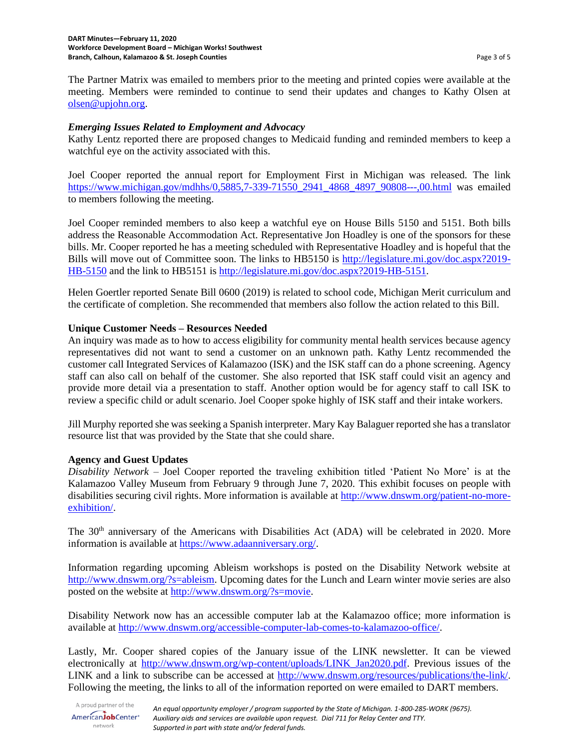The Partner Matrix was emailed to members prior to the meeting and printed copies were available at the meeting. Members were reminded to continue to send their updates and changes to Kathy Olsen at olsen@upjohn.org.

### *Emerging Issues Related to Employment and Advocacy*

Kathy Lentz reported there are proposed changes to Medicaid funding and reminded members to keep a watchful eye on the activity associated with this.

Joel Cooper reported the annual report for Employment First in Michigan was released. The link https://www.michigan.gov/mdhhs/0,5885,7-339-71550_2941_4868_4897_90808---,00.html was emailed to members following the meeting.

Joel Cooper reminded members to also keep a watchful eye on House Bills 5150 and 5151. Both bills address the Reasonable Accommodation Act. Representative Jon Hoadley is one of the sponsors for these bills. Mr. Cooper reported he has a meeting scheduled with Representative Hoadley and is hopeful that the Bills will move out of Committee soon. The links to HB5150 is http://legislature.mi.gov/doc.aspx?2019-HB-5150 and the link to HB5151 is http://legislature.mi.gov/doc.aspx?2019-HB-5151.

Helen Goertler reported Senate Bill 0600 (2019) is related to school code, Michigan Merit curriculum and the certificate of completion. She recommended that members also follow the action related to this Bill.

### **Unique Customer Needs – Resources Needed**

An inquiry was made as to how to access eligibility for community mental health services because agency representatives did not want to send a customer on an unknown path. Kathy Lentz recommended the customer call Integrated Services of Kalamazoo (ISK) and the ISK staff can do a phone screening. Agency staff can also call on behalf of the customer. She also reported that ISK staff could visit an agency and provide more detail via a presentation to staff. Another option would be for agency staff to call ISK to review a specific child or adult scenario. Joel Cooper spoke highly of ISK staff and their intake workers.

Jill Murphy reported she was seeking a Spanish interpreter. Mary Kay Balaguer reported she has a translator resource list that was provided by the State that she could share.

### **Agency and Guest Updates**

*Disability Network* – Joel Cooper reported the traveling exhibition titled 'Patient No More' is at the Kalamazoo Valley Museum from February 9 through June 7, 2020. This exhibit focuses on people with disabilities securing civil rights. More information is available at http://www.dnswm.org/patient-no-more-exhibition/.

The 30th anniversary of the Americans with Disabilities Act (ADA) will be celebrated in 2020. More information is available at https://www.adaanniversary.org/.

Information regarding upcoming Ableism workshops is posted on the Disability Network website at http://www.dnswm.org/?s=ableism. Upcoming dates for the Lunch and Learn winter movie series are also posted on the website at http://www.dnswm.org/?s=movie.

Disability Network now has an accessible computer lab at the Kalamazoo office; more information is available at http://www.dnswm.org/accessible-computer-lab-comes-to-kalamazoo-office/.

Lastly, Mr. Cooper shared copies of the January issue of the LINK newsletter. It can be viewed electronically at http://www.dnswm.org/wp-content/uploads/LINK_Jan2020.pdf. Previous issues of the LINK and a link to subscribe can be accessed at http://www.dnswm.org/resources/publications/the-link/. Following the meeting, the links to all of the information reported on were emailed to DART members.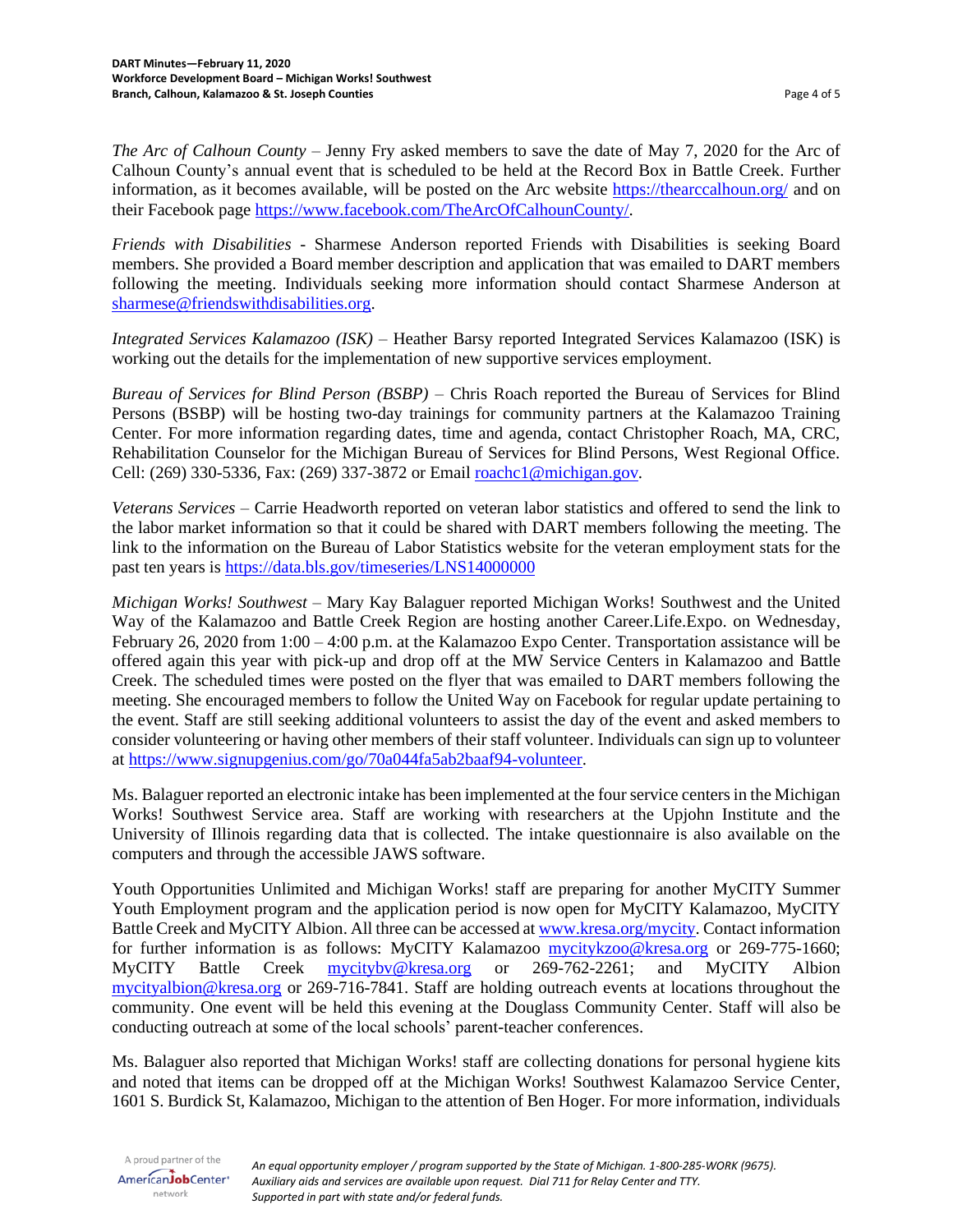*The Arc of Calhoun County* – Jenny Fry asked members to save the date of May 7, 2020 for the Arc of Calhoun County's annual event that is scheduled to be held at the Record Box in Battle Creek. Further information, as it becomes available, will be posted on the Arc website https://thearccalhoun.org/ and on their Facebook page https://www.facebook.com/TheArcOfCalhounCounty/.

*Friends with Disabilities* - Sharmese Anderson reported Friends with Disabilities is seeking Board members. She provided a Board member description and application that was emailed to DART members following the meeting. Individuals seeking more information should contact Sharmese Anderson at sharmese@friendswithdisabilities.org.

*Integrated Services Kalamazoo (ISK)* – Heather Barsy reported Integrated Services Kalamazoo (ISK) is working out the details for the implementation of new supportive services employment.

*Bureau of Services for Blind Person (BSBP)* – Chris Roach reported the Bureau of Services for Blind Persons (BSBP) will be hosting two-day trainings for community partners at the Kalamazoo Training Center. For more information regarding dates, time and agenda, contact Christopher Roach, MA, CRC, Rehabilitation Counselor for the Michigan Bureau of Services for Blind Persons, West Regional Office. Cell: (269) 330-5336, Fax: (269) 337-3872 or Email roachc1@michigan.gov.

*Veterans Services* – Carrie Headworth reported on veteran labor statistics and offered to send the link to the labor market information so that it could be shared with DART members following the meeting. The link to the information on the Bureau of Labor Statistics website for the veteran employment stats for the past ten years is https://data.bls.gov/timeseries/LNS14000000

*Michigan Works! Southwest* – Mary Kay Balaguer reported Michigan Works! Southwest and the United Way of the Kalamazoo and Battle Creek Region are hosting another Career.Life.Expo. on Wednesday, February 26, 2020 from 1:00 – 4:00 p.m. at the Kalamazoo Expo Center. Transportation assistance will be offered again this year with pick-up and drop off at the MW Service Centers in Kalamazoo and Battle Creek. The scheduled times were posted on the flyer that was emailed to DART members following the meeting. She encouraged members to follow the United Way on Facebook for regular update pertaining to the event. Staff are still seeking additional volunteers to assist the day of the event and asked members to consider volunteering or having other members of their staff volunteer. Individuals can sign up to volunteer at https://www.signupgenius.com/go/70a044fa5ab2baaf94-volunteer.

Ms. Balaguer reported an electronic intake has been implemented at the four service centers in the Michigan Works! Southwest Service area. Staff are working with researchers at the Upjohn Institute and the University of Illinois regarding data that is collected. The intake questionnaire is also available on the computers and through the accessible JAWS software.

Youth Opportunities Unlimited and Michigan Works! staff are preparing for another MyCITY Summer Youth Employment program and the application period is now open for MyCITY Kalamazoo, MyCITY Battle Creek and MyCITY Albion. All three can be accessed at www.kresa.org/mycity. Contact information for further information is as follows: MyCITY Kalamazoo mycitykzoo@kresa.org or 269-775-1660; MyCITY Battle Creek mycitybv@kresa.org or 269-762-2261; and MyCITY Albion mycityalbion@kresa.org or 269-716-7841. Staff are holding outreach events at locations throughout the community. One event will be held this evening at the Douglass Community Center. Staff will also be conducting outreach at some of the local schools' parent-teacher conferences.

Ms. Balaguer also reported that Michigan Works! staff are collecting donations for personal hygiene kits and noted that items can be dropped off at the Michigan Works! Southwest Kalamazoo Service Center, 1601 S. Burdick St, Kalamazoo, Michigan to the attention of Ben Hoger. For more information, individuals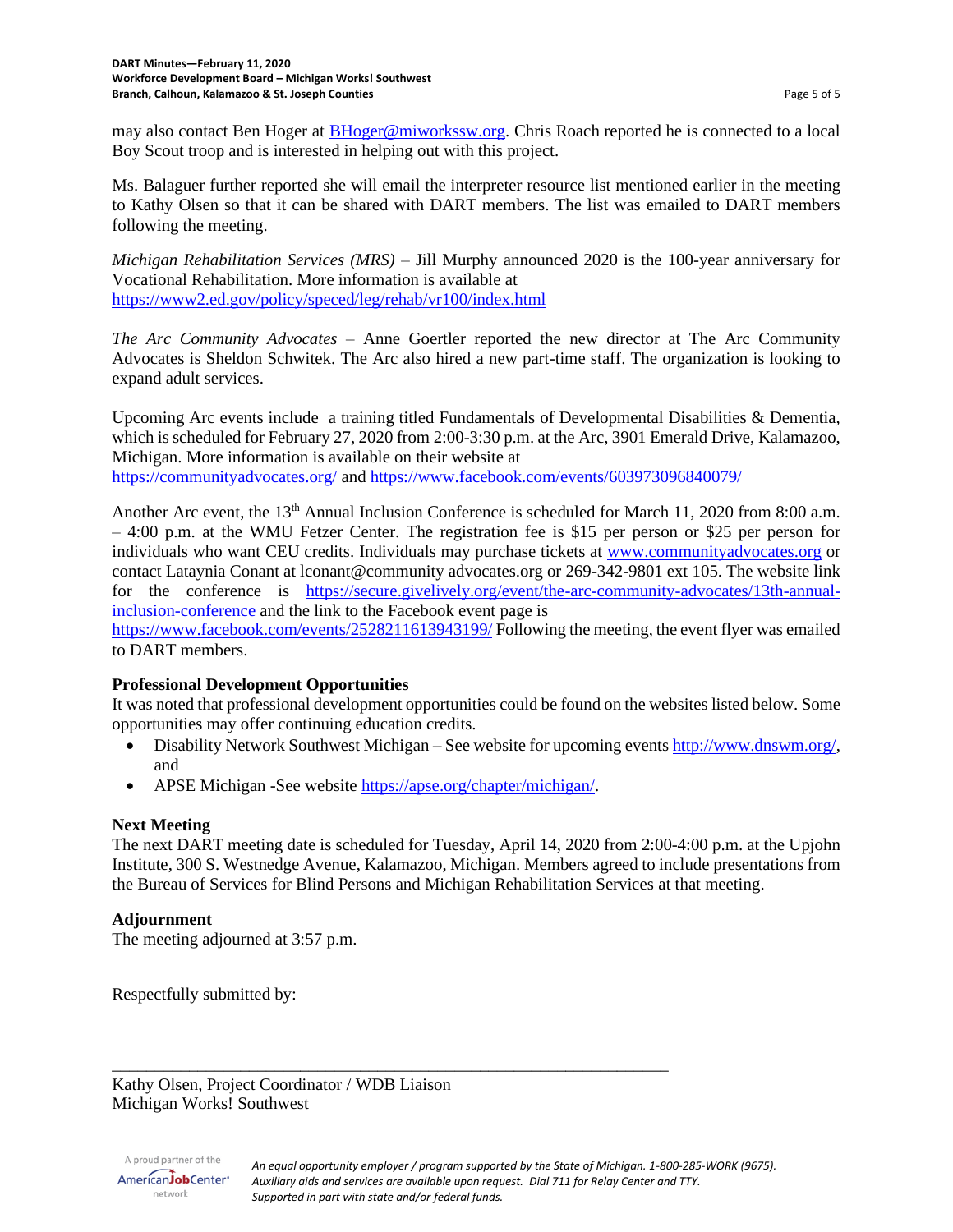may also contact Ben Hoger at BHoger@miworkssw.org. Chris Roach reported he is connected to a local Boy Scout troop and is interested in helping out with this project.

Ms. Balaguer further reported she will email the interpreter resource list mentioned earlier in the meeting to Kathy Olsen so that it can be shared with DART members. The list was emailed to DART members following the meeting.

*Michigan Rehabilitation Services (MRS)* – Jill Murphy announced 2020 is the 100-year anniversary for Vocational Rehabilitation. More information is available at https://www2.ed.gov/policy/speced/leg/rehab/vr100/index.html

*The Arc Community Advocates* – Anne Goertler reported the new director at The Arc Community Advocates is Sheldon Schwitek. The Arc also hired a new part-time staff. The organization is looking to expand adult services.

Upcoming Arc events include a training titled Fundamentals of Developmental Disabilities & Dementia, which is scheduled for February 27, 2020 from 2:00-3:30 p.m. at the Arc, 3901 Emerald Drive, Kalamazoo, Michigan. More information is available on their website at https://communityadvocates.org/ and https://www.facebook.com/events/603973096840079/

Another Arc event, the 13th Annual Inclusion Conference is scheduled for March 11, 2020 from 8:00 a.m. – 4:00 p.m. at the WMU Fetzer Center. The registration fee is $15 per person or $25 per person for individuals who want CEU credits. Individuals may purchase tickets at www.communityadvocates.org or contact Lataynia Conant at lconant@community advocates.org or 269-342-9801 ext 105. The website link for the conference is https://secure.givelively.org/event/the-arc-community-advocates/13th-annual-inclusion-conference and the link to the Facebook event page is https://www.facebook.com/events/2528211613943199/ Following the meeting, the event flyer was emailed to DART members.

**Professional Development Opportunities**

It was noted that professional development opportunities could be found on the websites listed below. Some opportunities may offer continuing education credits.

- Disability Network Southwest Michigan – See website for upcoming events http://www.dnswm.org/, and
- APSE Michigan -See website https://apse.org/chapter/michigan/.

**Next Meeting**

The next DART meeting date is scheduled for Tuesday, April 14, 2020 from 2:00-4:00 p.m. at the Upjohn Institute, 300 S. Westnedge Avenue, Kalamazoo, Michigan. Members agreed to include presentations from the Bureau of Services for Blind Persons and Michigan Rehabilitation Services at that meeting.

**Adjournment**

The meeting adjourned at 3:57 p.m.

Respectfully submitted by:

\_\_\_\_\_\_\_\_\_\_\_\_\_\_\_\_\_\_\_\_\_\_\_\_\_\_\_\_\_\_\_\_\_\_\_\_\_\_\_\_\_\_\_\_\_\_\_\_

Kathy Olsen, Project Coordinator / WDB Liaison
Michigan Works! Southwest

A proud partner of the AmericanJobCenter network

*An equal opportunity employer / program supported by the State of Michigan. 1-800-285-WORK (9675). Auxiliary aids and services are available upon request. Dial 711 for Relay Center and TTY. Supported in part with state and/or federal funds.*